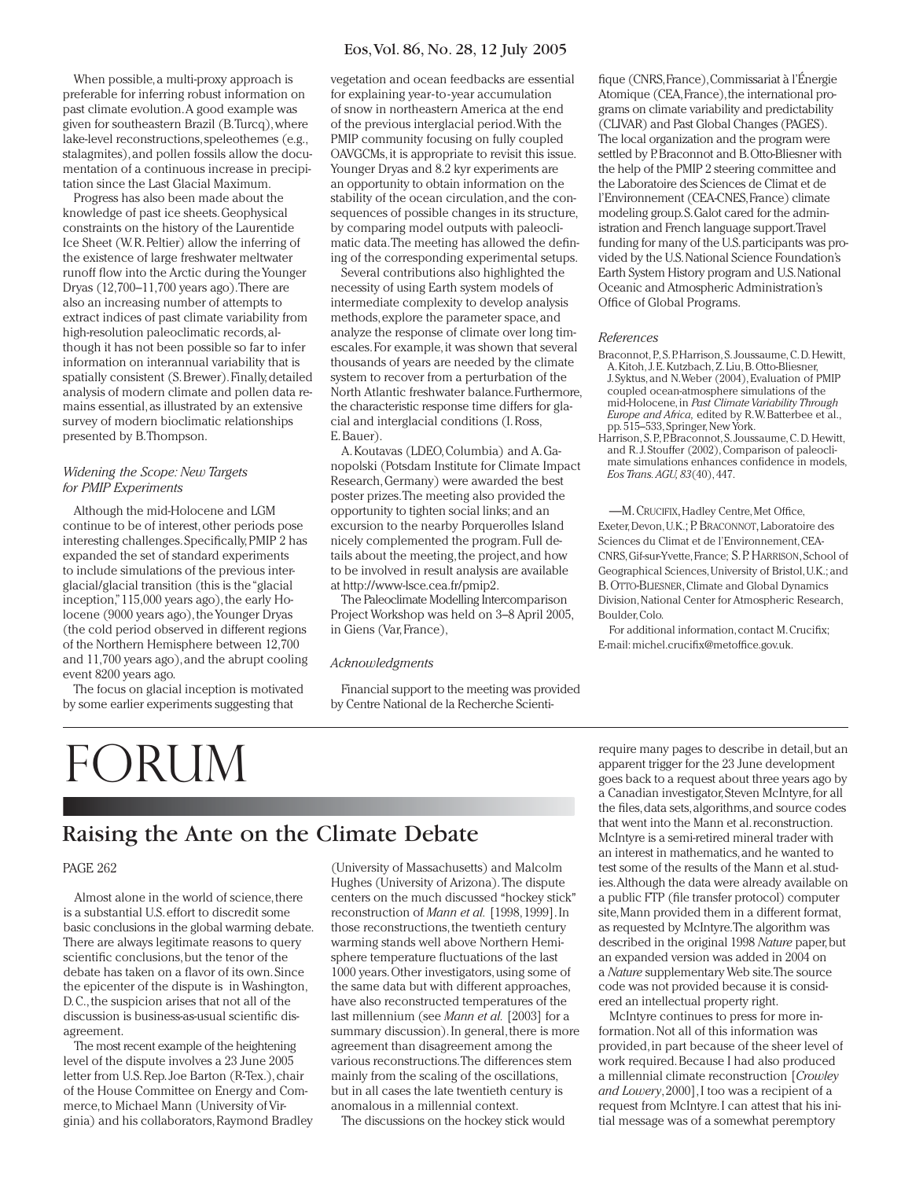When possible, a multi-proxy approach is preferable for inferring robust information on past climate evolution. A good example was given for southeastern Brazil (B. Turcq), where lake-level reconstructions, speleothemes (e.g., stalagmites), and pollen fossils allow the documentation of a continuous increase in precipitation since the Last Glacial Maximum.

Progress has also been made about the knowledge of past ice sheets. Geophysical constraints on the history of the Laurentide Ice Sheet (W. R. Peltier) allow the inferring of the existence of large freshwater meltwater runoff flow into the Arctic during the Younger Dryas (12,700–11,700 years ago). There are also an increasing number of attempts to extract indices of past climate variability from high-resolution paleoclimatic records, although it has not been possible so far to infer information on interannual variability that is spatially consistent (S. Brewer). Finally, detailed analysis of modern climate and pollen data remains essential, as illustrated by an extensive survey of modern bioclimatic relationships presented by B. Thompson.

### *Widening the Scope: New Targets for PMIP Experiments*

Although the mid-Holocene and LGM continue to be of interest, other periods pose interesting challenges. Specifically, PMIP 2 has expanded the set of standard experiments to include simulations of the previous interglacial/glacial transition (this is the "glacial inception," 115,000 years ago), the early Holocene (9000 years ago), the Younger Dryas (the cold period observed in different regions of the Northern Hemisphere between 12,700 and 11,700 years ago), and the abrupt cooling event 8200 years ago.

The focus on glacial inception is motivated by some earlier experiments suggesting that vegetation and ocean feedbacks are essential for explaining year-to-year accumulation of snow in northeastern America at the end of the previous interglacial period. With the PMIP community focusing on fully coupled OAVGCMs, it is appropriate to revisit this issue. Younger Dryas and 8.2 kyr experiments are an opportunity to obtain information on the stability of the ocean circulation, and the consequences of possible changes in its structure, by comparing model outputs with paleoclimatic data. The meeting has allowed the defining of the corresponding experimental setups.

Several contributions also highlighted the necessity of using Earth system models of intermediate complexity to develop analysis methods, explore the parameter space, and analyze the response of climate over long timescales. For example, it was shown that several thousands of years are needed by the climate system to recover from a perturbation of the North Atlantic freshwater balance. Furthermore, the characteristic response time differs for glacial and interglacial conditions (I. Ross, E. Bauer).

A. Koutavas (LDEO, Columbia) and A. Ganopolski (Potsdam Institute for Climate Impact Research, Germany) were awarded the best poster prizes. The meeting also provided the opportunity to tighten social links; and an excursion to the nearby Porquerolles Island nicely complemented the program. Full details about the meeting, the project, and how to be involved in result analysis are available at http://www-lsce.cea.fr/pmip2.

The Paleoclimate Modelling Intercomparison Project Workshop was held on 3–8 April 2005, in Giens (Var, France),

### *Acknowledgments*

Financial support to the meeting was provided by Centre National de la Recherche Scientifique (CNRS, France), Commissariat à l'Énergie Atomique (CEA, France), the international programs on climate variability and predictability (CLIVAR) and Past Global Changes (PAGES). The local organization and the program were settled by P. Braconnot and B. Otto-Bliesner with the help of the PMIP 2 steering committee and the Laboratoire des Sciences de Climat et de l'Environnement (CEA-CNES, France) climate modeling group. S. Galot cared for the administration and French language support. Travel funding for many of the U.S. participants was provided by the U.S. National Science Foundation's Earth System History program and U.S. National Oceanic and Atmospheric Administration's Office of Global Programs.

### *References*

Braconnot, P., S. P. Harrison, S. Joussaume, C. D. Hewitt, A. Kitoh, J. E. Kutzbach, Z. Liu, B. Otto-Bliesner, J. Syktus, and N. Weber (2004), Evaluation of PMIP coupled ocean-atmosphere simulations of the mid-Holocene, in *Past Climate Variability Through Europe and Africa,* edited by R. W. Batterbee et al., pp. 515–533, Springer, New York.

Harrison, S. P., P. Braconnot, S. Joussaume, C. D. Hewitt, and R. J. Stouffer (2002), Comparison of paleoclimate simulations enhances confidence in models, *Eos Trans. AGU, 83*(40), 447.

—M. Crucifix, Hadley Centre, Met Office, Exeter, Devon, U.K.; P. Braconnot, Laboratoire des Sciences du Climat et de l'Environnement, CEA-CNRS, Gif-sur-Yvette, France; S. P. Harrison, School of Geographical Sciences, University of Bristol, U.K.; and B. Otto-Bliesner, Climate and Global Dynamics Division, National Center for Atmospheric Research, Boulder, Colo.

For additional information, contact M. Crucifix; E-mail: michel.crucifix@metoffice.gov.uk.

# FORUM

## Raising the Ante on the Climate Debate

PAGE 262

Almost alone in the world of science, there is a substantial U.S. effort to discredit some basic conclusions in the global warming debate. There are always legitimate reasons to query scientific conclusions, but the tenor of the debate has taken on a flavor of its own. Since the epicenter of the dispute is in Washington, D.C., the suspicion arises that not all of the discussion is business-as-usual scientific disagreement.

The most recent example of the heightening level of the dispute involves a 23 June 2005 letter from U.S. Rep. Joe Barton (R-Tex.), chair of the House Committee on Energy and Commerce, to Michael Mann (University of Virginia) and his collaborators, Raymond Bradley (University of Massachusetts) and Malcolm Hughes (University of Arizona). The dispute centers on the much discussed "hockey stick" reconstruction of *Mann et al.* [1998, 1999]. In those reconstructions, the twentieth century warming stands well above Northern Hemisphere temperature fluctuations of the last 1000 years. Other investigators, using some of the same data but with different approaches, have also reconstructed temperatures of the last millennium (see *Mann et al.* [2003] for a summary discussion). In general, there is more agreement than disagreement among the various reconstructions. The differences stem mainly from the scaling of the oscillations, but in all cases the late twentieth century is anomalous in a millennial context.

The discussions on the hockey stick would require many pages to describe in detail, but an apparent trigger for the 23 June development goes back to a request about three years ago by a Canadian investigator, Steven McIntyre, for all the files, data sets, algorithms, and source codes that went into the Mann et al. reconstruction. McIntyre is a semi-retired mineral trader with an interest in mathematics, and he wanted to test some of the results of the Mann et al. studies. Although the data were already available on a public FTP (file transfer protocol) computer site, Mann provided them in a different format, as requested by McIntyre. The algorithm was described in the original 1998 *Nature* paper, but an expanded version was added in 2004 on a *Nature* supplementary Web site. The source code was not provided because it is considered an intellectual property right.

McIntyre continues to press for more information. Not all of this information was provided, in part because of the sheer level of work required. Because I had also produced a millennial climate reconstruction [*Crowley and Lowery*, 2000], I too was a recipient of a request from McIntyre. I can attest that his initial message was of a somewhat peremptory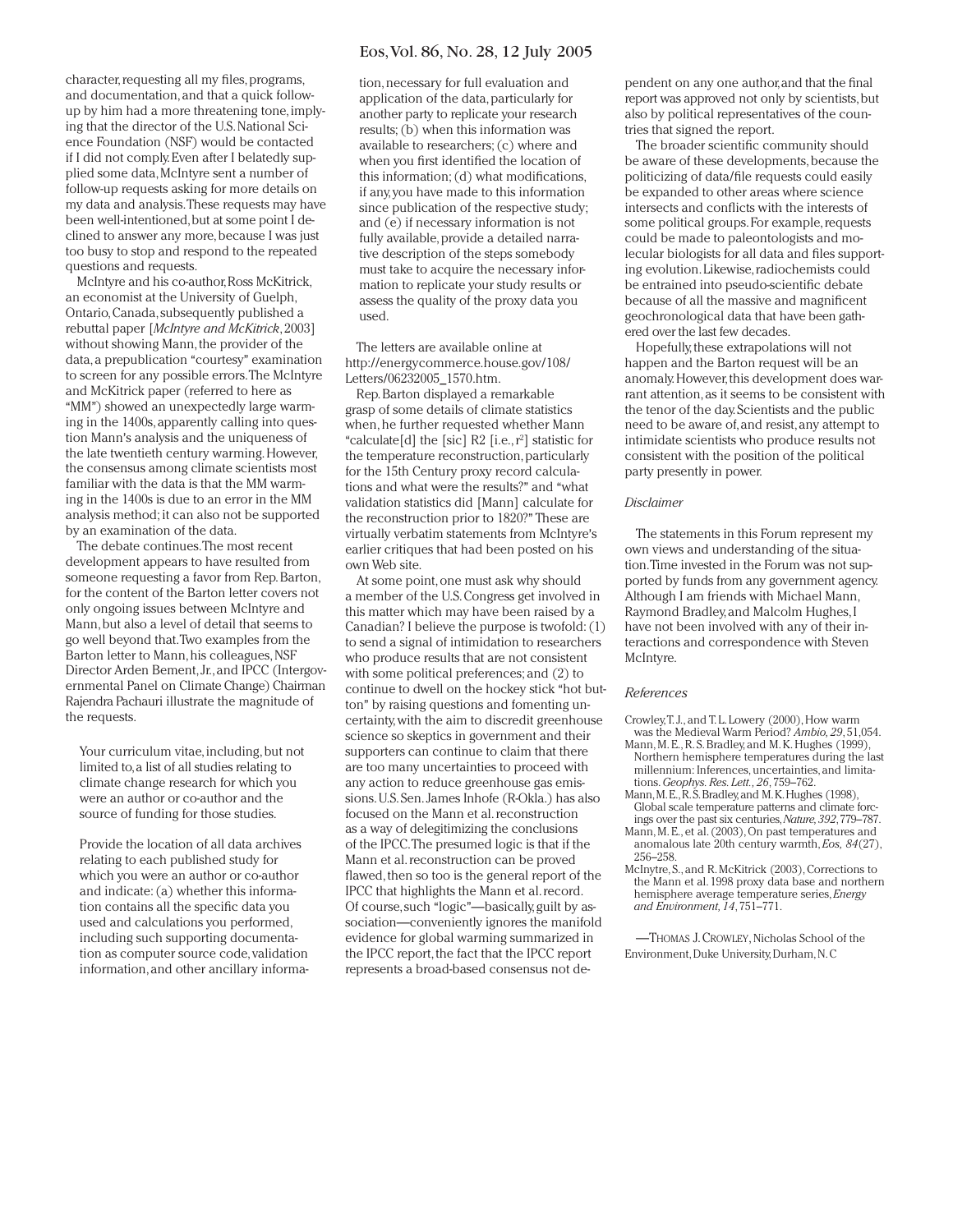character, requesting all my files, programs, and documentation, and that a quick follow-up by him had a more threatening tone, implying that the director of the U.S. National Science Foundation (NSF) would be contacted if I did not comply. Even after I belatedly supplied some data, McIntyre sent a number of follow-up requests asking for more details on my data and analysis. These requests may have been well-intentioned, but at some point I declined to answer any more, because I was just too busy to stop and respond to the repeated questions and requests.

McIntyre and his co-author, Ross McKitrick, an economist at the University of Guelph, Ontario, Canada, subsequently published a rebuttal paper [*McIntyre and McKitrick*, 2003] without showing Mann, the provider of the data, a prepublication "courtesy" examination to screen for any possible errors. The McIntyre and McKitrick paper (referred to here as "MM") showed an unexpectedly large warming in the 1400s, apparently calling into question Mann's analysis and the uniqueness of the late twentieth century warming. However, the consensus among climate scientists most familiar with the data is that the MM warming in the 1400s is due to an error in the MM analysis method; it can also not be supported by an examination of the data.

The debate continues. The most recent development appears to have resulted from someone requesting a favor from Rep. Barton, for the content of the Barton letter covers not only ongoing issues between McIntyre and Mann, but also a level of detail that seems to go well beyond that. Two examples from the Barton letter to Mann, his colleagues, NSF Director Arden Bement, Jr., and IPCC (Intergovernmental Panel on Climate Change) Chairman Rajendra Pachauri illustrate the magnitude of the requests.

> Your curriculum vitae, including, but not limited to, a list of all studies relating to climate change research for which you were an author or co-author and the source of funding for those studies.
>
> Provide the location of all data archives relating to each published study for which you were an author or co-author and indicate: (a) whether this information contains all the specific data you used and calculations you performed, including such supporting documentation as computer source code, validation information, and other ancillary information, necessary for full evaluation and application of the data, particularly for another party to replicate your research results; (b) when this information was available to researchers; (c) where and when you first identified the location of this information; (d) what modifications, if any, you have made to this information since publication of the respective study; and (e) if necessary information is not fully available, provide a detailed narrative description of the steps somebody must take to acquire the necessary information to replicate your study results or assess the quality of the proxy data you used.

The letters are available online at http://energycommerce.house.gov/108/Letters/06232005_1570.htm.

Rep. Barton displayed a remarkable grasp of some details of climate statistics when, he further requested whether Mann "calculate[d] the [sic] R2 [i.e., $r^2$] statistic for the temperature reconstruction, particularly for the 15th Century proxy record calculations and what were the results?" and "what validation statistics did [Mann] calculate for the reconstruction prior to 1820?" These are virtually verbatim statements from McIntyre's earlier critiques that had been posted on his own Web site.

At some point, one must ask why should a member of the U.S. Congress get involved in this matter which may have been raised by a Canadian? I believe the purpose is twofold: (1) to send a signal of intimidation to researchers who produce results that are not consistent with some political preferences; and (2) to continue to dwell on the hockey stick "hot button" by raising questions and fomenting uncertainty, with the aim to discredit greenhouse science so skeptics in government and their supporters can continue to claim that there are too many uncertainties to proceed with any action to reduce greenhouse gas emissions. U.S. Sen. James Inhofe (R-Okla.) has also focused on the Mann et al. reconstruction as a way of delegitimizing the conclusions of the IPCC. The presumed logic is that if the Mann et al. reconstruction can be proved flawed, then so too is the general report of the IPCC that highlights the Mann et al. record. Of course, such "logic"—basically, guilt by association—conveniently ignores the manifold evidence for global warming summarized in the IPCC report, the fact that the IPCC report represents a broad-based consensus not dependent on any one author, and that the final report was approved not only by scientists, but also by political representatives of the countries that signed the report.

The broader scientific community should be aware of these developments, because the politicizing of data/file requests could easily be expanded to other areas where science intersects and conflicts with the interests of some political groups. For example, requests could be made to paleontologists and molecular biologists for all data and files supporting evolution. Likewise, radiochemists could be entrained into pseudo-scientific debate because of all the massive and magnificent geochronological data that have been gathered over the last few decades.

Hopefully, these extrapolations will not happen and the Barton request will be an anomaly. However, this development does warrant attention, as it seems to be consistent with the tenor of the day. Scientists and the public need to be aware of, and resist, any attempt to intimidate scientists who produce results not consistent with the position of the political party presently in power.

### *Disclaimer*

The statements in this Forum represent my own views and understanding of the situation. Time invested in the Forum was not supported by funds from any government agency. Although I am friends with Michael Mann, Raymond Bradley, and Malcolm Hughes, I have not been involved with any of their interactions and correspondence with Steven McIntyre.

### *References*

Crowley, T. J., and T. L. Lowery (2000), How warm was the Medieval Warm Period? *Ambio, 29*, 51,054.

Mann, M. E., R. S. Bradley, and M. K. Hughes (1999), Northern hemisphere temperatures during the last millennium: Inferences, uncertainties, and limitations. *Geophys. Res. Lett., 26*, 759–762.

Mann, M. E., R. S. Bradley, and M. K. Hughes (1998), Global scale temperature patterns and climate forcings over the past six centuries, *Nature, 392*, 779–787.

Mann, M. E., et al. (2003), On past temperatures and anomalous late 20th century warmth, *Eos, 84*(27), 256–258.

McInytre, S., and R. McKitrick (2003), Corrections to the Mann et al. 1998 proxy data base and northern hemisphere average temperature series, *Energy and Environment, 14*, 751–771.

—THOMAS J. CROWLEY, Nicholas School of the Environment, Duke University, Durham, N. C